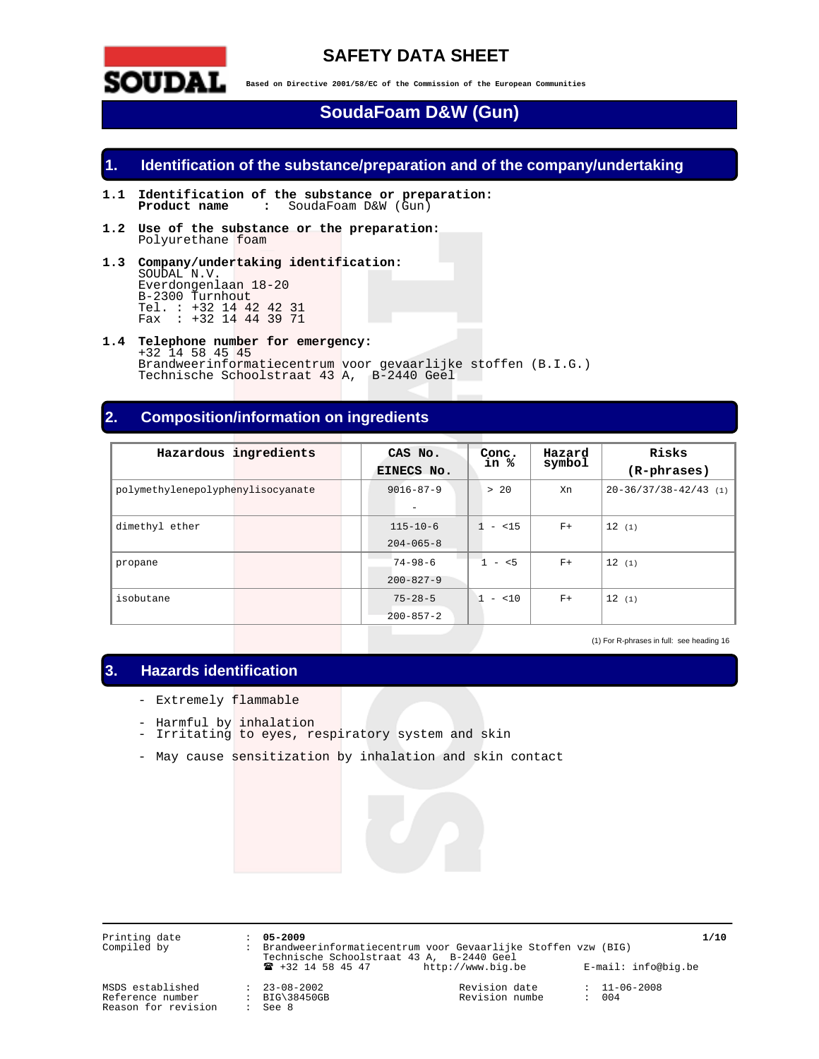# SAFETY DATA SHEET

**Based on Directive 2001/58/EC of the Commission of the European Communities**

## SoudaFoam D&W (Gun)

## 1. Identification of the substance/preparation and of the company/undertaking

**1.1 Identification of the substance or preparation:**
**Product name** : SoudaFoam D&W (Gun)

**1.2 Use of the substance or the preparation:**
Polyurethane foam

**1.3 Company/undertaking identification:**
SOUDAL N.V.
Everdongenlaan 18-20
B-2300 Turnhout
Tel. : +32 14 42 42 31
Fax : +32 14 44 39 71

**1.4 Telephone number for emergency:**
+32 14 58 45 45
Brandweerinformatiecentrum voor gevaarlijke stoffen (B.I.G.)
Technische Schoolstraat 43 A, B-2440 Geel

## 2. Composition/information on ingredients

| Hazardous ingredients | CAS No. EINECS No. | Conc. in % | Hazard symbol | Risks (R-phrases) |
|---|---|---|---|---|
| polymethylenepolyphenylisocyanate | 9016-87-9 - | > 20 | Xn | 20-36/37/38-42/43 (1) |
| dimethyl ether | 115-10-6 204-065-8 | 1 - <15 | F+ | 12 (1) |
| propane | 74-98-6 200-827-9 | 1 - <5 | F+ | 12 (1) |
| isobutane | 75-28-5 200-857-2 | 1 - <10 | F+ | 12 (1) |

(1) For R-phrases in full: see heading 16

## 3. Hazards identification

- Extremely flammable
- Harmful by inhalation
- Irritating to eyes, respiratory system and skin
- May cause sensitization by inhalation and skin contact

Printing date : 05-2009
Compiled by : Brandweerinformatiecentrum voor Gevaarlijke Stoffen vzw (BIG)
Technische Schoolstraat 43 A, B-2440 Geel
☎ +32 14 58 45 47 http://www.big.be E-mail: info@big.be

MSDS established : 23-08-2002
Reference number : BIG\38450GB
Reason for revision : See 8
Revision date : 11-06-2008
Revision numbe : 004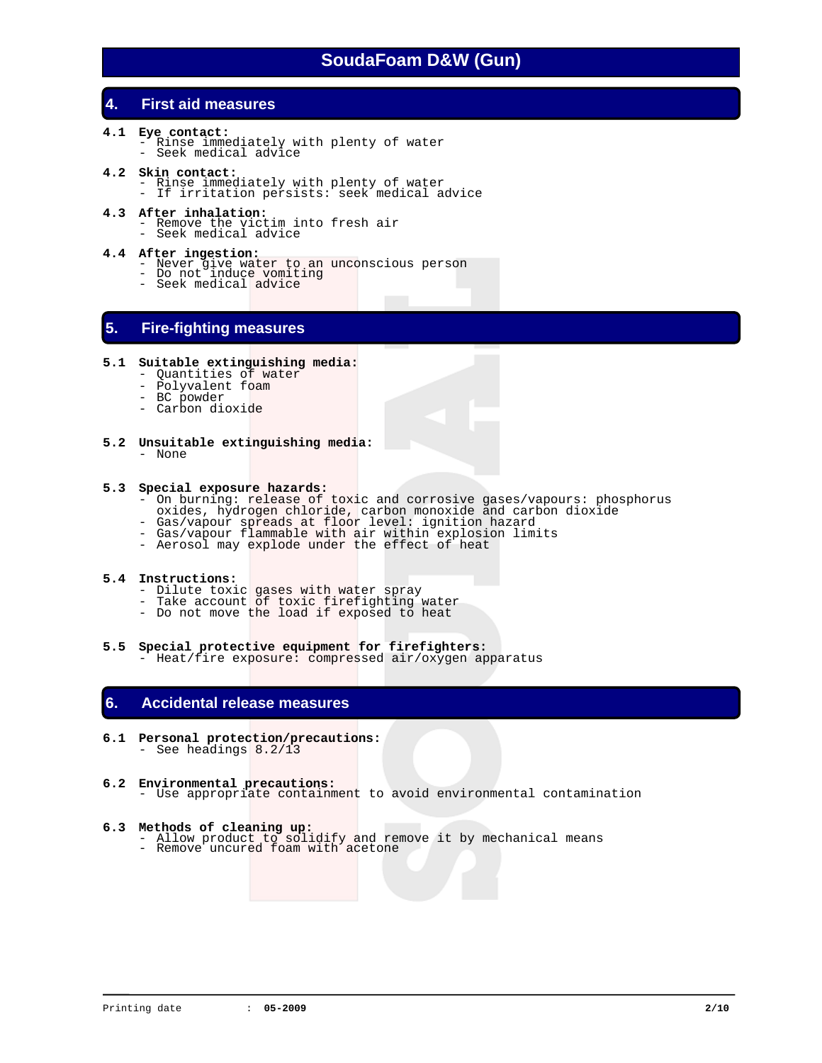# SoudaFoam D&W (Gun)

## 4. First aid measures

**4.1 Eye contact:**
- Rinse immediately with plenty of water
- Seek medical advice

**4.2 Skin contact:**
- Rinse immediately with plenty of water
- If irritation persists: seek medical advice

**4.3 After inhalation:**
- Remove the victim into fresh air
- Seek medical advice

**4.4 After ingestion:**
- Never give water to an unconscious person
- Do not induce vomiting
- Seek medical advice

## 5. Fire-fighting measures

**5.1 Suitable extinguishing media:**
- Quantities of water
- Polyvalent foam
- BC powder
- Carbon dioxide

**5.2 Unsuitable extinguishing media:**
- None

**5.3 Special exposure hazards:**
- On burning: release of toxic and corrosive gases/vapours: phosphorus oxides, hydrogen chloride, carbon monoxide and carbon dioxide
- Gas/vapour spreads at floor level: ignition hazard
- Gas/vapour flammable with air within explosion limits
- Aerosol may explode under the effect of heat

**5.4 Instructions:**
- Dilute toxic gases with water spray
- Take account of toxic firefighting water
- Do not move the load if exposed to heat

**5.5 Special protective equipment for firefighters:**
- Heat/fire exposure: compressed air/oxygen apparatus

## 6. Accidental release measures

**6.1 Personal protection/precautions:**
- See headings 8.2/13

**6.2 Environmental precautions:**
- Use appropriate containment to avoid environmental contamination

**6.3 Methods of cleaning up:**
- Allow product to solidify and remove it by mechanical means
- Remove uncured foam with acetone

Printing date : **05-2009**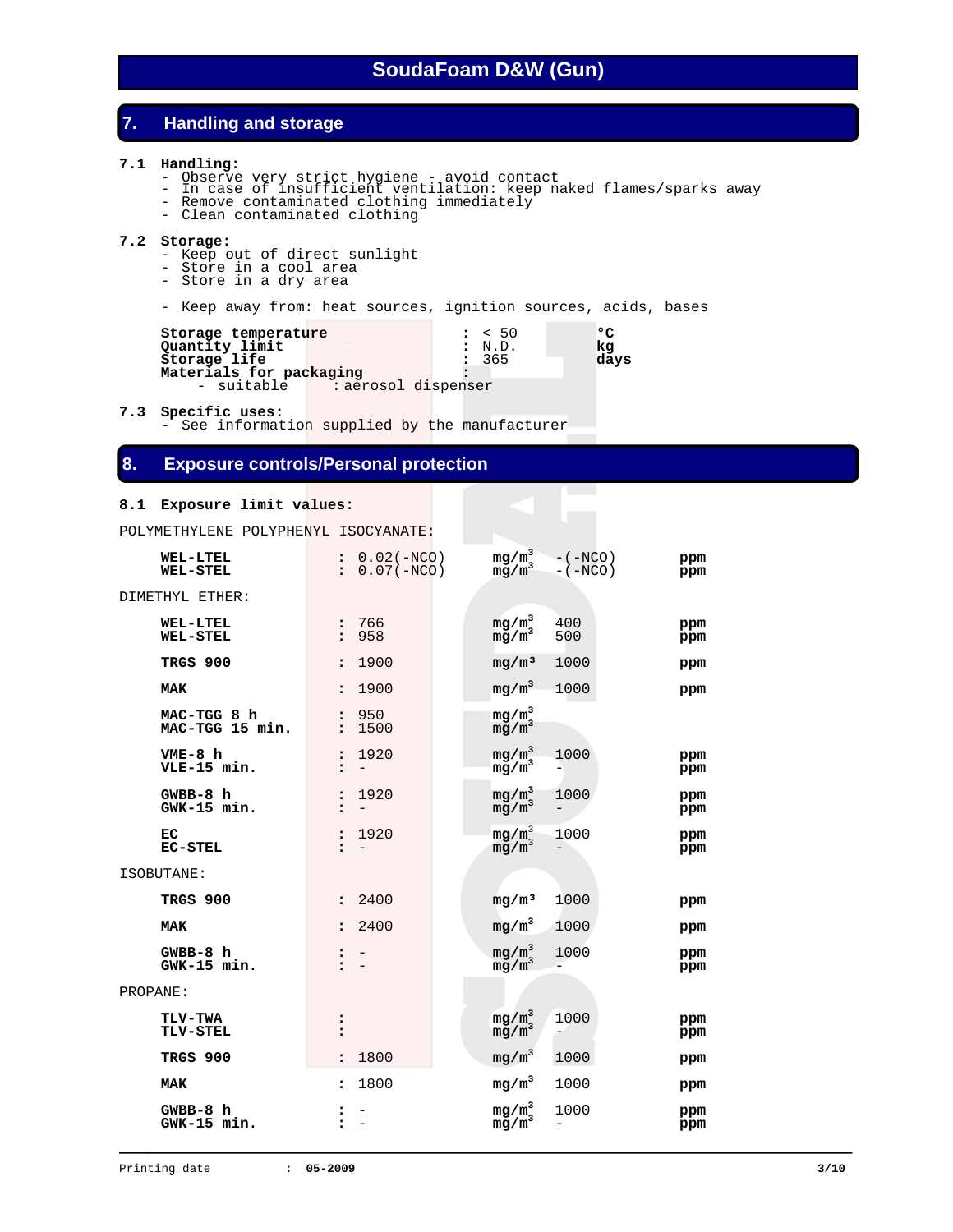# SoudaFoam D&W (Gun)

## 7. Handling and storage

**7.1 Handling:**

- Observe very strict hygiene - avoid contact
- In case of insufficient ventilation: keep naked flames/sparks away
- Remove contaminated clothing immediately
- Clean contaminated clothing

**7.2 Storage:**

- Keep out of direct sunlight
- Store in a cool area
- Store in a dry area

- Keep away from: heat sources, ignition sources, acids, bases

| | | |
|---|---|---|
| **Storage temperature** | : < 50 | **°C** |
| **Quantity limit** | : N.D. | **kg** |
| **Storage life** | : 365 | **days** |
| **Materials for packaging** | : | |
| - suitable | : aerosol dispenser | |

**7.3 Specific uses:**

- See information supplied by the manufacturer

## 8. Exposure controls/Personal protection

**8.1 Exposure limit values:**

POLYMETHYLENE POLYPHENYL ISOCYANATE:

| | | | | |
|---|---|---|---|---|
| **WEL-LTEL** | : 0.02(-NCO) | **mg/m³** | -(-NCO) | **ppm** |
| **WEL-STEL** | : 0.07(-NCO) | **mg/m³** | -(-NCO) | **ppm** |

DIMETHYL ETHER:

| | | | | |
|---|---|---|---|---|
| **WEL-LTEL** | : 766 | **mg/m³** | 400 | **ppm** |
| **WEL-STEL** | : 958 | **mg/m³** | 500 | **ppm** |
| **TRGS 900** | : 1900 | **mg/m³** | 1000 | **ppm** |
| **MAK** | : 1900 | **mg/m³** | 1000 | **ppm** |
| **MAC-TGG 8 h** | : 950 | **mg/m³** | | |
| **MAC-TGG 15 min.** | : 1500 | **mg/m³** | | |
| **VME-8 h** | : 1920 | **mg/m³** | 1000 | **ppm** |
| **VLE-15 min.** | : - | **mg/m³** | - | **ppm** |
| **GWBB-8 h** | : 1920 | **mg/m³** | 1000 | **ppm** |
| **GWK-15 min.** | : - | **mg/m³** | - | **ppm** |
| **EC** | : 1920 | **mg/m³** | 1000 | **ppm** |
| **EC-STEL** | : - | **mg/m³** | - | **ppm** |

ISOBUTANE:

| | | | | |
|---|---|---|---|---|
| **TRGS 900** | : 2400 | **mg/m³** | 1000 | **ppm** |
| **MAK** | : 2400 | **mg/m³** | 1000 | **ppm** |
| **GWBB-8 h** | : - | **mg/m³** | 1000 | **ppm** |
| **GWK-15 min.** | : - | **mg/m³** | - | **ppm** |

PROPANE:

| | | | | |
|---|---|---|---|---|
| **TLV-TWA** | : | **mg/m³** | 1000 | **ppm** |
| **TLV-STEL** | : | **mg/m³** | - | **ppm** |
| **TRGS 900** | : 1800 | **mg/m³** | 1000 | **ppm** |
| **MAK** | : 1800 | **mg/m³** | 1000 | **ppm** |
| **GWBB-8 h** | : - | **mg/m³** | 1000 | **ppm** |
| **GWK-15 min.** | : - | **mg/m³** | - | **ppm** |

Printing date : **05-2009**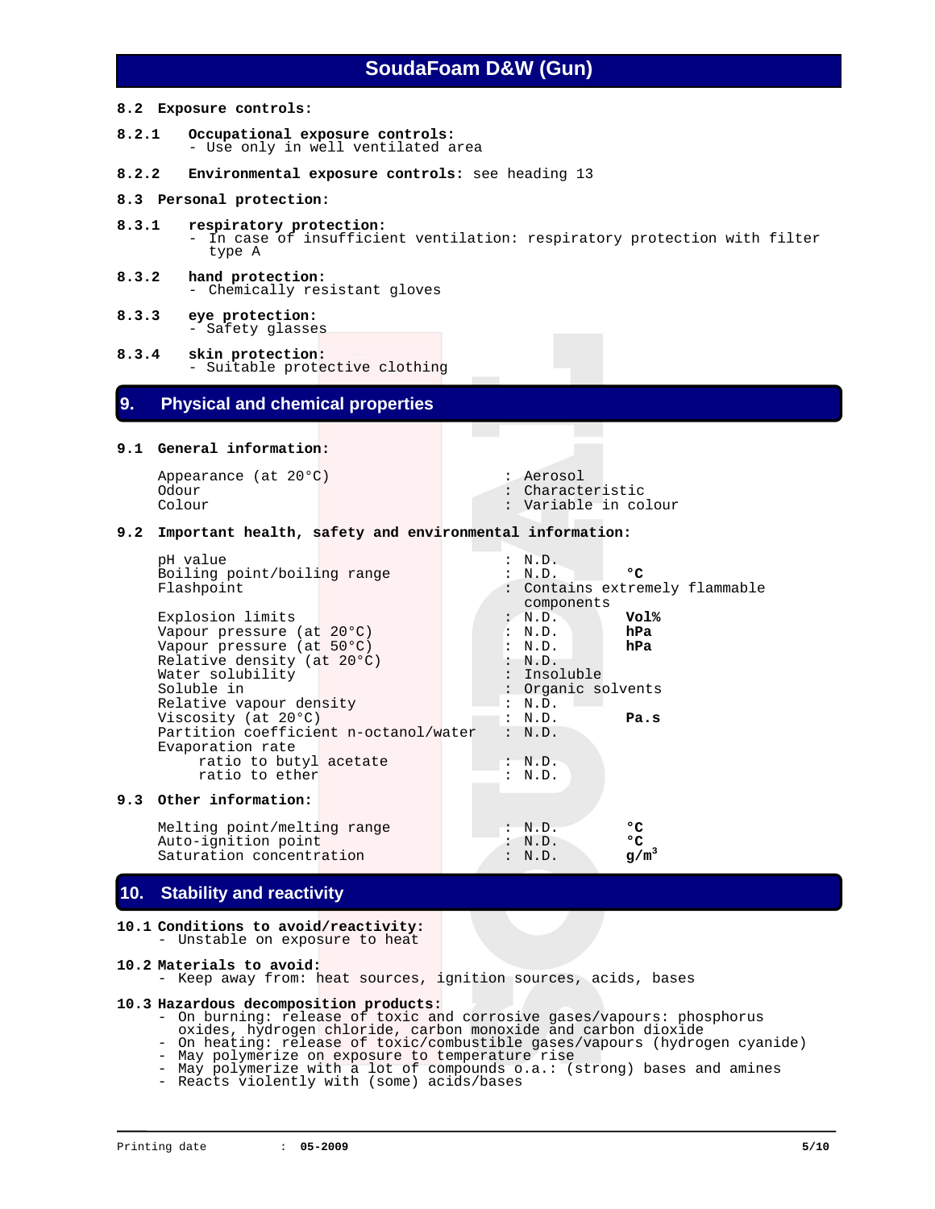**8.2 Exposure controls:**

**8.2.1 Occupational exposure controls:**
- Use only in well ventilated area

**8.2.2 Environmental exposure controls:** see heading 13

**8.3 Personal protection:**

**8.3.1 respiratory protection:**
- In case of insufficient ventilation: respiratory protection with filter type A

**8.3.2 hand protection:**
- Chemically resistant gloves

**8.3.3 eye protection:**
- Safety glasses

**8.3.4 skin protection:**
- Suitable protective clothing

## 9. Physical and chemical properties

**9.1 General information:**

| | | |
|---|---|---|
| Appearance (at 20°C) | : Aerosol | |
| Odour | : Characteristic | |
| Colour | : Variable in colour | |

**9.2 Important health, safety and environmental information:**

| | | |
|---|---|---|
| pH value | : N.D. | |
| Boiling point/boiling range | : N.D. | **°C** |
| Flashpoint | : Contains extremely flammable components | |
| Explosion limits | : N.D. | **Vol%** |
| Vapour pressure (at 20°C) | : N.D. | **hPa** |
| Vapour pressure (at 50°C) | : N.D. | **hPa** |
| Relative density (at 20°C) | : N.D. | |
| Water solubility | : Insoluble | |
| Soluble in | : Organic solvents | |
| Relative vapour density | : N.D. | |
| Viscosity (at 20°C) | : N.D. | **Pa.s** |
| Partition coefficient n-octanol/water | : N.D. | |
| Evaporation rate | | |
| ratio to butyl acetate | : N.D. | |
| ratio to ether | : N.D. | |

**9.3 Other information:**

| | | |
|---|---|---|
| Melting point/melting range | : N.D. | **°C** |
| Auto-ignition point | : N.D. | **°C** |
| Saturation concentration | : N.D. | **g/m³** |

## 10. Stability and reactivity

**10.1 Conditions to avoid/reactivity:**
- Unstable on exposure to heat

**10.2 Materials to avoid:**
- Keep away from: heat sources, ignition sources, acids, bases

**10.3 Hazardous decomposition products:**
- On burning: release of toxic and corrosive gases/vapours: phosphorus oxides, hydrogen chloride, carbon monoxide and carbon dioxide
- On heating: release of toxic/combustible gases/vapours (hydrogen cyanide)
- May polymerize on exposure to temperature rise
- May polymerize with a lot of compounds o.a.: (strong) bases and amines
- Reacts violently with (some) acids/bases

Printing date : **05-2009**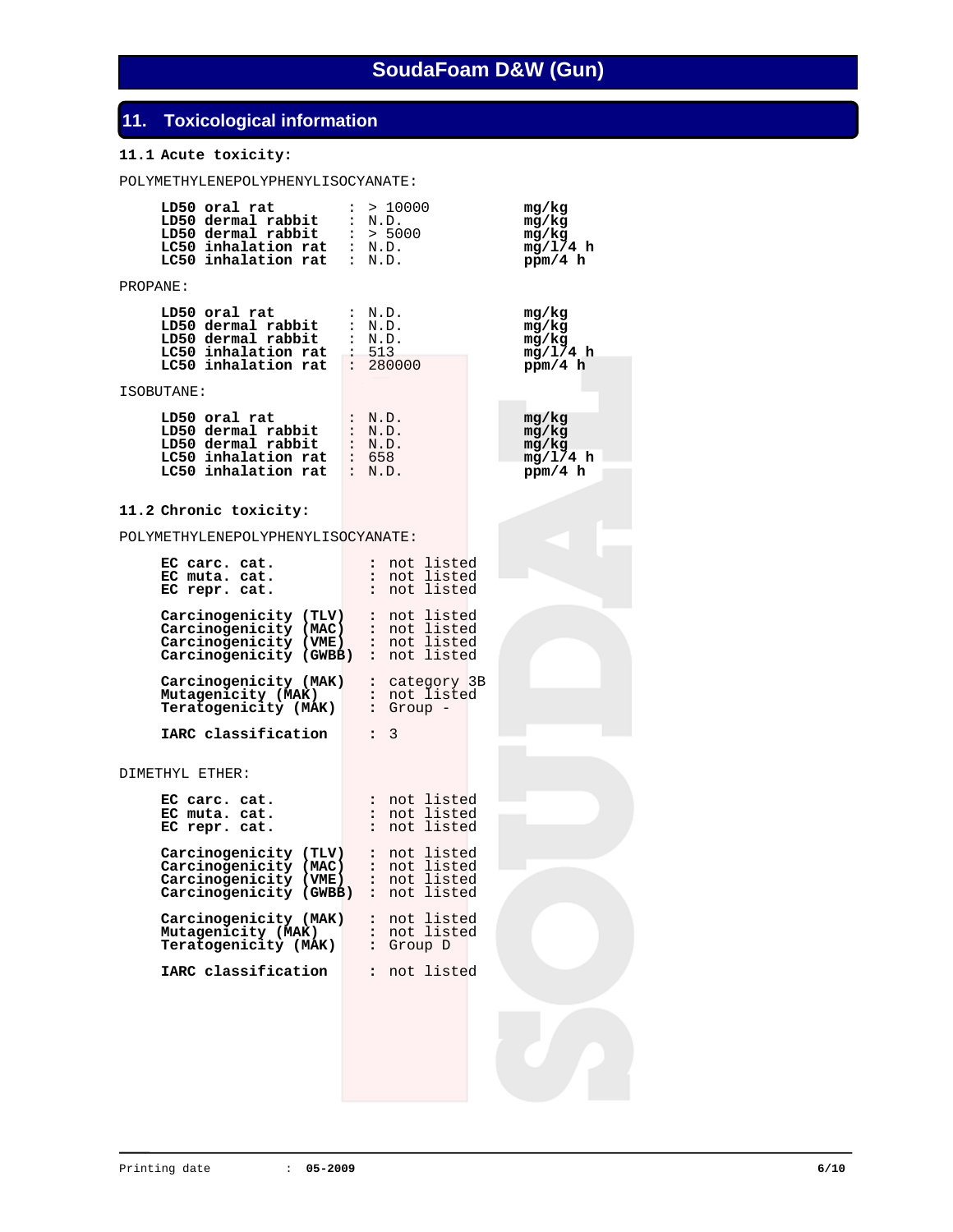## 11. Toxicological information

**11.1 Acute toxicity:**

POLYMETHYLENEPOLYPHENYLISOCYANATE:

| | | |
|---|---|---|
| **LD50 oral rat** | : > 10000 | **mg/kg** |
| **LD50 dermal rabbit** | : N.D. | **mg/kg** |
| **LD50 dermal rabbit** | : > 5000 | **mg/kg** |
| **LC50 inhalation rat** | : N.D. | **mg/l/4 h** |
| **LC50 inhalation rat** | : N.D. | **ppm/4 h** |

PROPANE:

| | | |
|---|---|---|
| **LD50 oral rat** | : N.D. | **mg/kg** |
| **LD50 dermal rabbit** | : N.D. | **mg/kg** |
| **LD50 dermal rabbit** | : N.D. | **mg/kg** |
| **LC50 inhalation rat** | : 513 | **mg/l/4 h** |
| **LC50 inhalation rat** | : 280000 | **ppm/4 h** |

ISOBUTANE:

| | | |
|---|---|---|
| **LD50 oral rat** | : N.D. | **mg/kg** |
| **LD50 dermal rabbit** | : N.D. | **mg/kg** |
| **LD50 dermal rabbit** | : N.D. | **mg/kg** |
| **LC50 inhalation rat** | : 658 | **mg/l/4 h** |
| **LC50 inhalation rat** | : N.D. | **ppm/4 h** |

**11.2 Chronic toxicity:**

POLYMETHYLENEPOLYPHENYLISOCYANATE:

| | |
|---|---|
| **EC carc. cat.** | : not listed |
| **EC muta. cat.** | : not listed |
| **EC repr. cat.** | : not listed |
| **Carcinogenicity (TLV)** | : not listed |
| **Carcinogenicity (MAC)** | : not listed |
| **Carcinogenicity (VME)** | : not listed |
| **Carcinogenicity (GWBB)** | : not listed |
| **Carcinogenicity (MAK)** | : category 3B |
| **Mutagenicity (MAK)** | : not listed |
| **Teratogenicity (MAK)** | : Group - |
| **IARC classification** | : 3 |

DIMETHYL ETHER:

| | |
|---|---|
| **EC carc. cat.** | : not listed |
| **EC muta. cat.** | : not listed |
| **EC repr. cat.** | : not listed |
| **Carcinogenicity (TLV)** | : not listed |
| **Carcinogenicity (MAC)** | : not listed |
| **Carcinogenicity (VME)** | : not listed |
| **Carcinogenicity (GWBB)** | : not listed |
| **Carcinogenicity (MAK)** | : not listed |
| **Mutagenicity (MAK)** | : not listed |
| **Teratogenicity (MAK)** | : Group D |
| **IARC classification** | : not listed |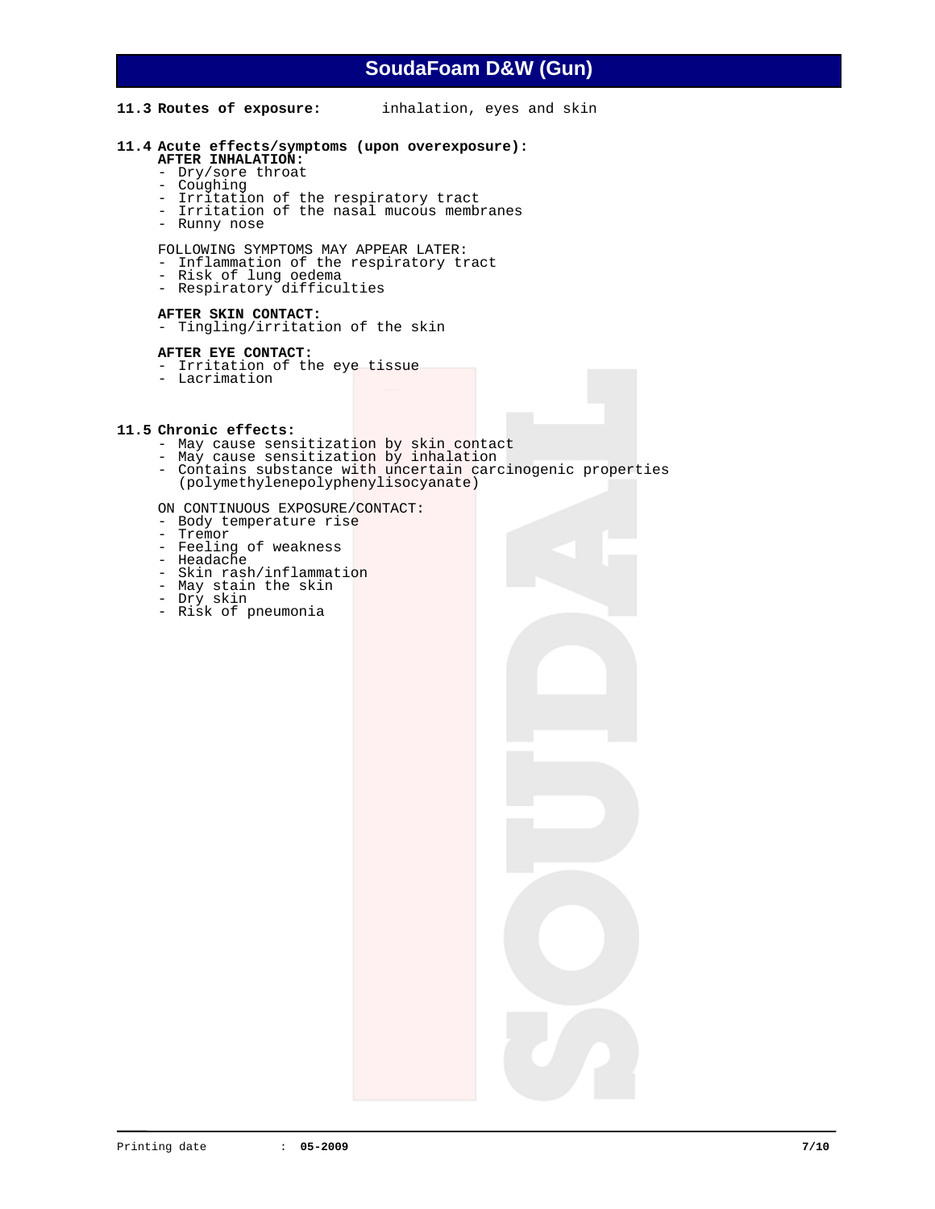**11.3 Routes of exposure:** inhalation, eyes and skin

**11.4 Acute effects/symptoms (upon overexposure):**

**AFTER INHALATION:**
- Dry/sore throat
- Coughing
- Irritation of the respiratory tract
- Irritation of the nasal mucous membranes
- Runny nose

FOLLOWING SYMPTOMS MAY APPEAR LATER:
- Inflammation of the respiratory tract
- Risk of lung oedema
- Respiratory difficulties

**AFTER SKIN CONTACT:**
- Tingling/irritation of the skin

**AFTER EYE CONTACT:**
- Irritation of the eye tissue
- Lacrimation

**11.5 Chronic effects:**
- May cause sensitization by skin contact
- May cause sensitization by inhalation
- Contains substance with uncertain carcinogenic properties (polymethylenepolyphenylisocyanate)

ON CONTINUOUS EXPOSURE/CONTACT:
- Body temperature rise
- Tremor
- Feeling of weakness
- Headache
- Skin rash/inflammation
- May stain the skin
- Dry skin
- Risk of pneumonia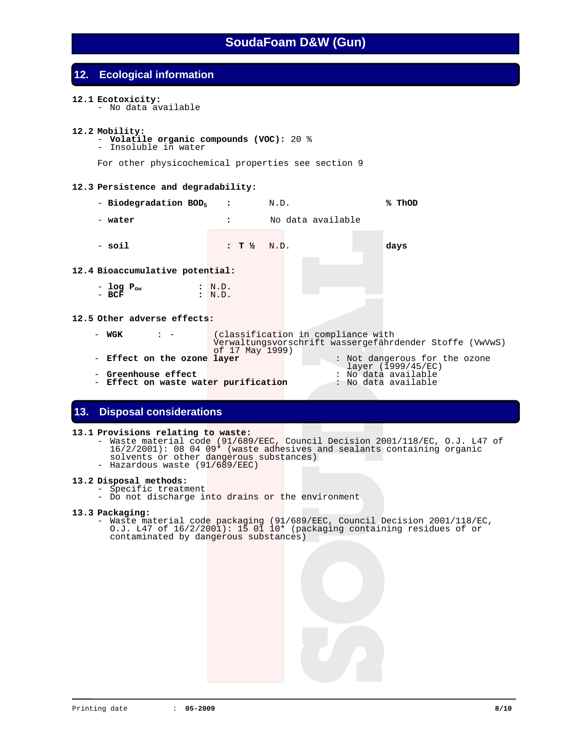## 12. Ecological information

**12.1 Ecotoxicity:**
- No data available

**12.2 Mobility:**
- **Volatile organic compounds (VOC):** 20 %
- Insoluble in water

For other physicochemical properties see section 9

**12.3 Persistence and degradability:**

- **Biodegradation $BOD_5$** : N.D. **% ThOD**
- **water** : No data available
- **soil** : **T ½** N.D. **days**

**12.4 Bioaccumulative potential:**

- **log $P_{ow}$** : N.D.
- **BCF** : N.D.

**12.5 Other adverse effects:**

- **WGK** : - (classification in compliance with Verwaltungsvorschrift wassergefährdender Stoffe (VwVwS) of 17 May 1999)
- **Effect on the ozone layer** : Not dangerous for the ozone layer (1999/45/EC)
- **Greenhouse effect** : No data available
- **Effect on waste water purification** : No data available

## 13. Disposal considerations

**13.1 Provisions relating to waste:**
- Waste material code (91/689/EEC, Council Decision 2001/118/EC, O.J. L47 of 16/2/2001): 08 04 09* (waste adhesives and sealants containing organic solvents or other dangerous substances)
- Hazardous waste (91/689/EEC)

**13.2 Disposal methods:**
- Specific treatment
- Do not discharge into drains or the environment

**13.3 Packaging:**
- Waste material code packaging (91/689/EEC, Council Decision 2001/118/EC, O.J. L47 of 16/2/2001): 15 01 10* (packaging containing residues of or contaminated by dangerous substances)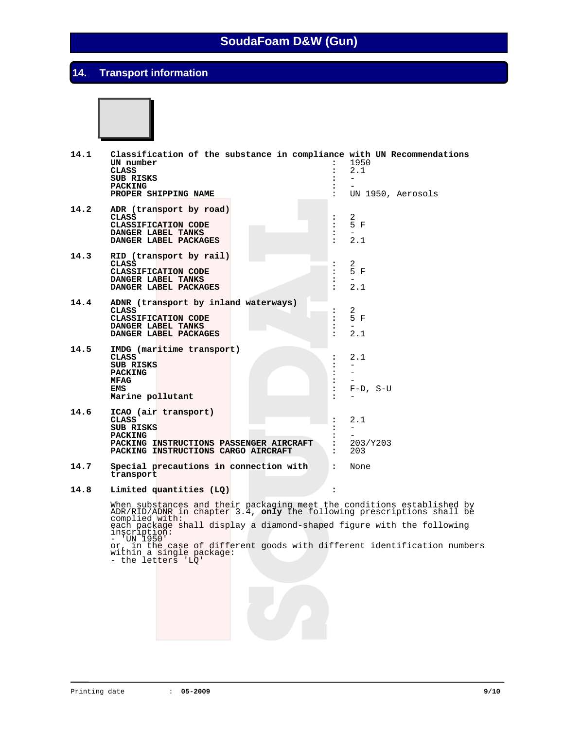# SoudaFoam D&W (Gun)

## 14. Transport information

**14.1 Classification of the substance in compliance with UN Recommendations**

| | | |
|---|---|---|
| **UN number** | : | 1950 |
| **CLASS** | : | 2.1 |
| **SUB RISKS** | : | - |
| **PACKING** | : | - |
| **PROPER SHIPPING NAME** | : | UN 1950, Aerosols |

**14.2 ADR (transport by road)**

| | | |
|---|---|---|
| **CLASS** | : | 2 |
| **CLASSIFICATION CODE** | : | 5 F |
| **DANGER LABEL TANKS** | : | - |
| **DANGER LABEL PACKAGES** | : | 2.1 |

**14.3 RID (transport by rail)**

| | | |
|---|---|---|
| **CLASS** | : | 2 |
| **CLASSIFICATION CODE** | : | 5 F |
| **DANGER LABEL TANKS** | : | - |
| **DANGER LABEL PACKAGES** | : | 2.1 |

**14.4 ADNR (transport by inland waterways)**

| | | |
|---|---|---|
| **CLASS** | : | 2 |
| **CLASSIFICATION CODE** | : | 5 F |
| **DANGER LABEL TANKS** | : | - |
| **DANGER LABEL PACKAGES** | : | 2.1 |

**14.5 IMDG (maritime transport)**

| | | |
|---|---|---|
| **CLASS** | : | 2.1 |
| **SUB RISKS** | : | - |
| **PACKING** | : | - |
| **MFAG** | : | - |
| **EMS** | : | F-D, S-U |
| **Marine pollutant** | : | - |

**14.6 ICAO (air transport)**

| | | |
|---|---|---|
| **CLASS** | : | 2.1 |
| **SUB RISKS** | : | - |
| **PACKING** | : | - |
| **PACKING INSTRUCTIONS PASSENGER AIRCRAFT** | : | 203/Y203 |
| **PACKING INSTRUCTIONS CARGO AIRCRAFT** | : | 203 |

**14.7 Special precautions in connection with transport** : None

**14.8 Limited quantities (LQ)** :

When substances and their packaging meet the conditions established by ADR/RID/ADNR in chapter 3.4, **only** the following prescriptions shall be complied with:
each package shall display a diamond-shaped figure with the following inscription:
- 'UN 1950'

or, in the case of different goods with different identification numbers within a single package:
- the letters 'LQ'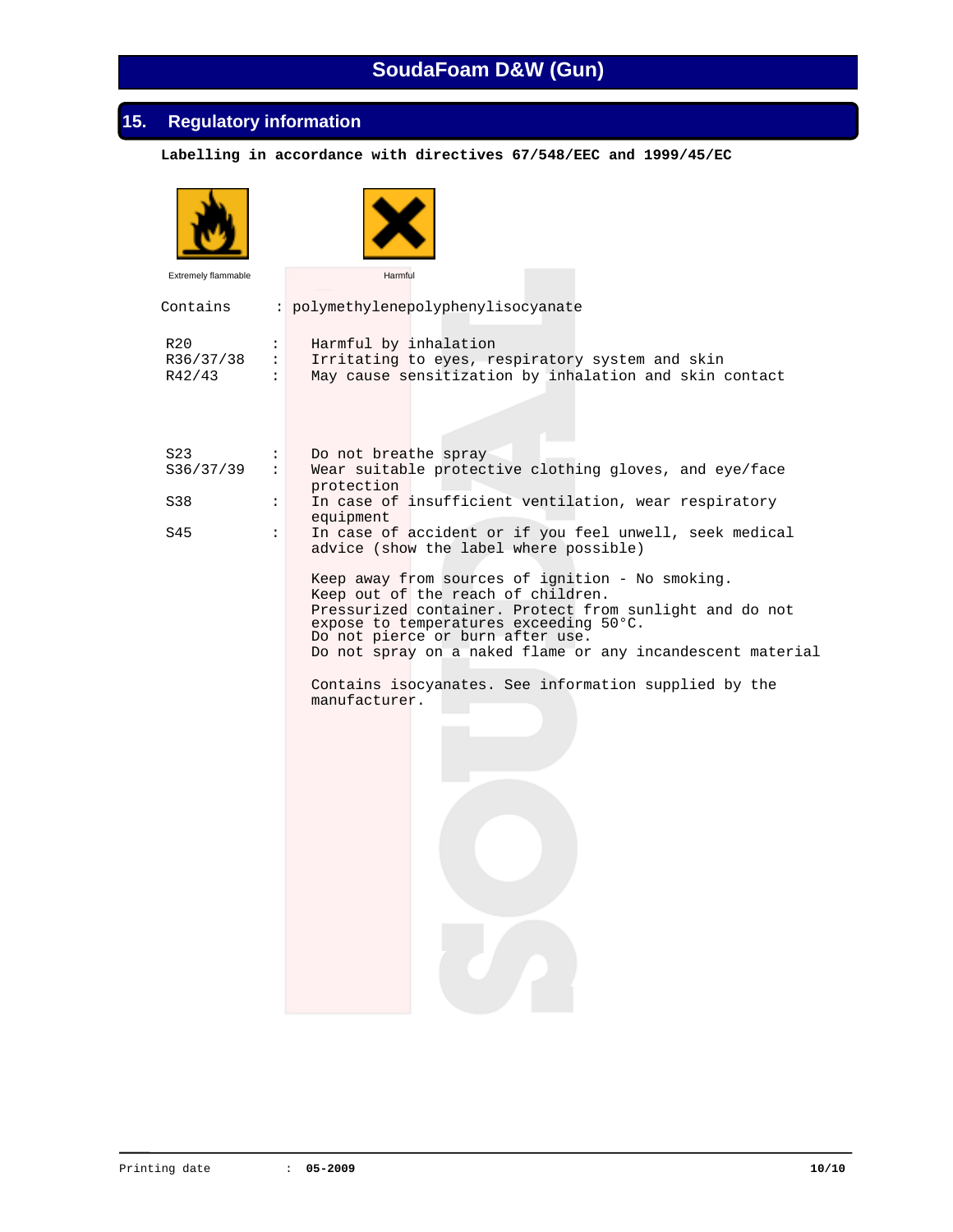# SoudaFoam D&W (Gun)

## 15. Regulatory information

**Labelling in accordance with directives 67/548/EEC and 1999/45/EC**

Extremely flammable

Harmful

Contains : polymethylenepolyphenylisocyanate

| | | |
|---|---|---|
| R20 | : | Harmful by inhalation |
| R36/37/38 | : | Irritating to eyes, respiratory system and skin |
| R42/43 | : | May cause sensitization by inhalation and skin contact |

| | | |
|---|---|---|
| S23 | : | Do not breathe spray |
| S36/37/39 | : | Wear suitable protective clothing gloves, and eye/face protection |
| S38 | : | In case of insufficient ventilation, wear respiratory equipment |
| S45 | : | In case of accident or if you feel unwell, seek medical advice (show the label where possible) |

Keep away from sources of ignition - No smoking.
Keep out of the reach of children.
Pressurized container. Protect from sunlight and do not expose to temperatures exceeding 50°C.
Do not pierce or burn after use.
Do not spray on a naked flame or any incandescent material

Contains isocyanates. See information supplied by the manufacturer.

Printing date : **05-2009**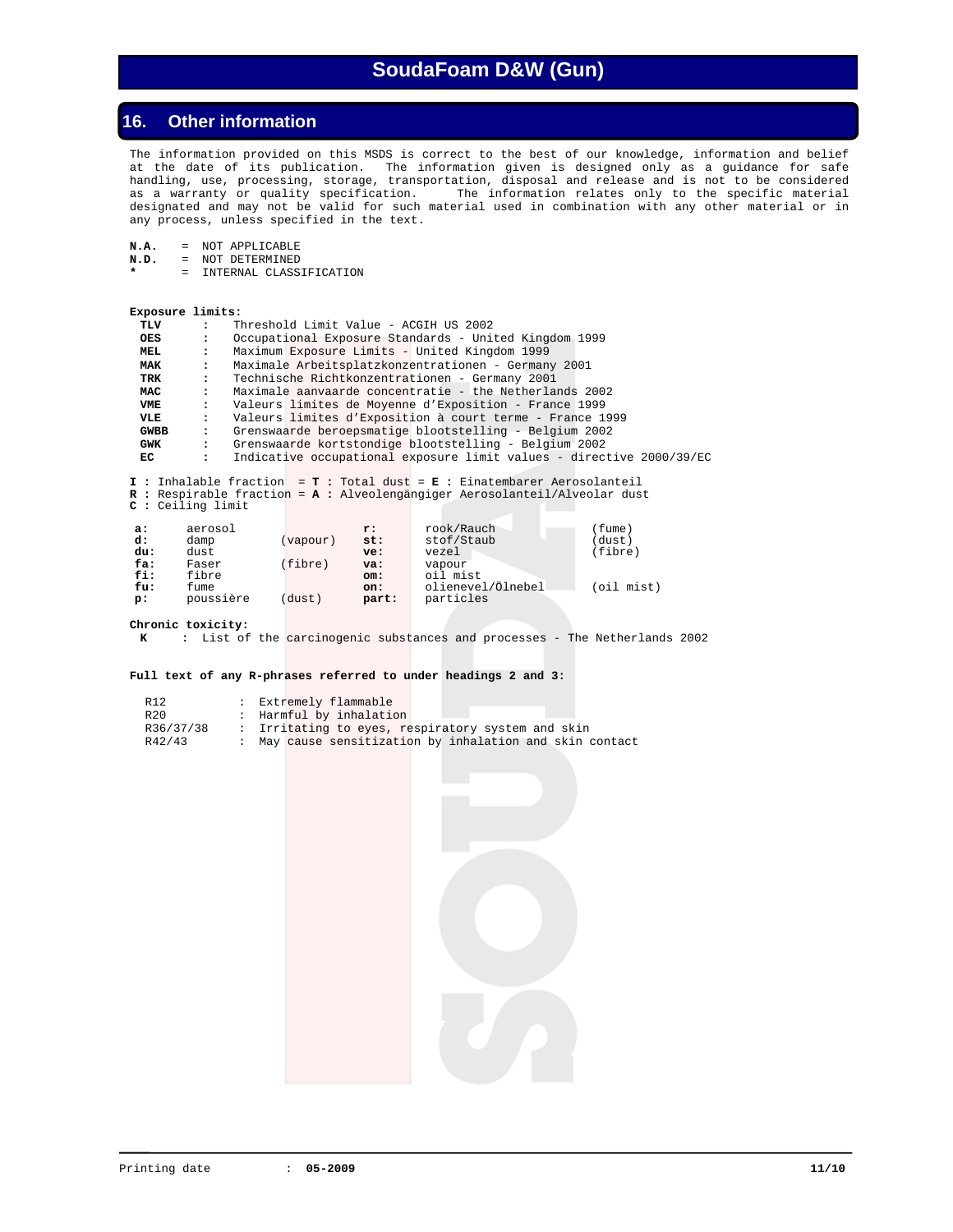## 16. Other information

The information provided on this MSDS is correct to the best of our knowledge, information and belief at the date of its publication. The information given is designed only as a guidance for safe handling, use, processing, storage, transportation, disposal and release and is not to be considered as a warranty or quality specification. The information relates only to the specific material designated and may not be valid for such material used in combination with any other material or in any process, unless specified in the text.

**N.A.** = NOT APPLICABLE
**N.D.** = NOT DETERMINED
**\*** = INTERNAL CLASSIFICATION

**Exposure limits:**

| | | |
|---|---|---|
| **TLV** | : | Threshold Limit Value - ACGIH US 2002 |
| **OES** | : | Occupational Exposure Standards - United Kingdom 1999 |
| **MEL** | : | Maximum Exposure Limits - United Kingdom 1999 |
| **MAK** | : | Maximale Arbeitsplatzkonzentrationen - Germany 2001 |
| **TRK** | : | Technische Richtkonzentrationen - Germany 2001 |
| **MAC** | : | Maximale aanvaarde concentratie - the Netherlands 2002 |
| **VME** | : | Valeurs limites de Moyenne d'Exposition - France 1999 |
| **VLE** | : | Valeurs limites d'Exposition à court terme - France 1999 |
| **GWBB** | : | Grenswaarde beroepsmatige blootstelling - Belgium 2002 |
| **GWK** | : | Grenswaarde kortstondige blootstelling - Belgium 2002 |
| **EC** | : | Indicative occupational exposure limit values - directive 2000/39/EC |

**I** : Inhalable fraction = **T** : Total dust = **E** : Einatembarer Aerosolanteil
**R** : Respirable fraction = **A** : Alveolengängiger Aerosolanteil/Alveolar dust
**C** : Ceiling limit

| | | | | | |
|---|---|---|---|---|---|
| **a:** | aerosol | | **r:** | rook/Rauch | (fume) |
| **d:** | damp | (vapour) | **st:** | stof/Staub | (dust) |
| **du:** | dust | | **ve:** | vezel | (fibre) |
| **fa:** | Faser | (fibre) | **va:** | vapour | |
| **fi:** | fibre | | **om:** | oil mist | |
| **fu:** | fume | | **on:** | olienevel/Ölnebel | (oil mist) |
| **p:** | poussière | (dust) | **part:** | particles | |

**Chronic toxicity:**
**K** : List of the carcinogenic substances and processes - The Netherlands 2002

**Full text of any R-phrases referred to under headings 2 and 3:**

| | | |
|---|---|---|
| R12 | : | Extremely flammable |
| R20 | : | Harmful by inhalation |
| R36/37/38 | : | Irritating to eyes, respiratory system and skin |
| R42/43 | : | May cause sensitization by inhalation and skin contact |

Printing date : **05-2009**